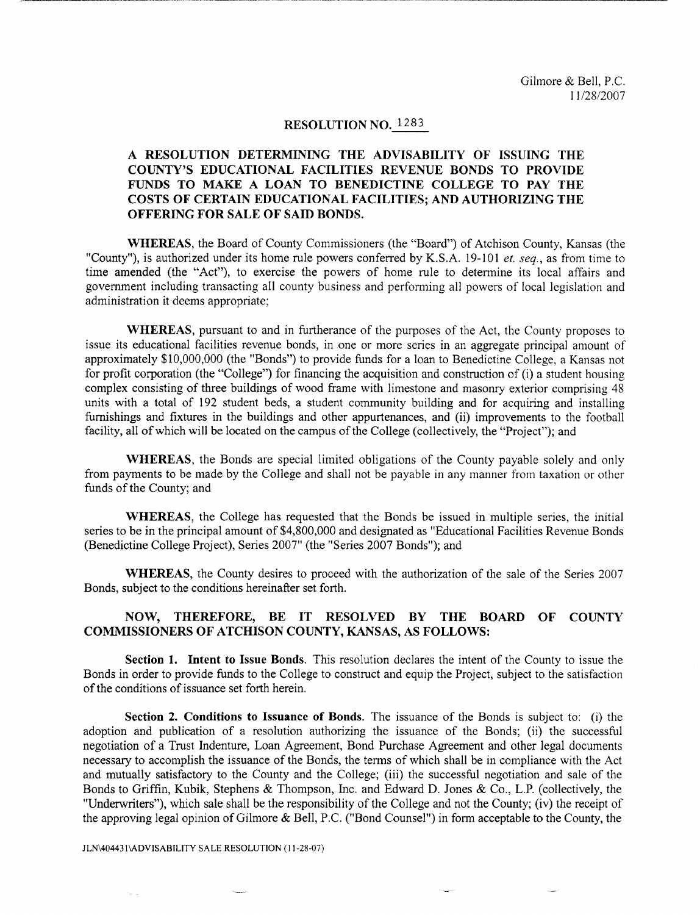Gilmore & Bell, P.C.
11/28/2007

# RESOLUTION NO. 1283

## A RESOLUTION DETERMINING THE ADVISABILITY OF ISSUING THE COUNTY'S EDUCATIONAL FACILITIES REVENUE BONDS TO PROVIDE FUNDS TO MAKE A LOAN TO BENEDICTINE COLLEGE TO PAY THE COSTS OF CERTAIN EDUCATIONAL FACILITIES; AND AUTHORIZING THE OFFERING FOR SALE OF SAID BONDS.

**WHEREAS**, the Board of County Commissioners (the "Board") of Atchison County, Kansas (the "County"), is authorized under its home rule powers conferred by K.S.A. 19-101 *et. seq.*, as from time to time amended (the "Act"), to exercise the powers of home rule to determine its local affairs and government including transacting all county business and performing all powers of local legislation and administration it deems appropriate;

**WHEREAS**, pursuant to and in furtherance of the purposes of the Act, the County proposes to issue its educational facilities revenue bonds, in one or more series in an aggregate principal amount of approximately $10,000,000 (the "Bonds") to provide funds for a loan to Benedictine College, a Kansas not for profit corporation (the "College") for financing the acquisition and construction of (i) a student housing complex consisting of three buildings of wood frame with limestone and masonry exterior comprising 48 units with a total of 192 student beds, a student community building and for acquiring and installing furnishings and fixtures in the buildings and other appurtenances, and (ii) improvements to the football facility, all of which will be located on the campus of the College (collectively, the "Project"); and

**WHEREAS**, the Bonds are special limited obligations of the County payable solely and only from payments to be made by the College and shall not be payable in any manner from taxation or other funds of the County; and

**WHEREAS**, the College has requested that the Bonds be issued in multiple series, the initial series to be in the principal amount of $4,800,000 and designated as "Educational Facilities Revenue Bonds (Benedictine College Project), Series 2007" (the "Series 2007 Bonds"); and

**WHEREAS**, the County desires to proceed with the authorization of the sale of the Series 2007 Bonds, subject to the conditions hereinafter set forth.

**NOW, THEREFORE, BE IT RESOLVED BY THE BOARD OF COUNTY COMMISSIONERS OF ATCHISON COUNTY, KANSAS, AS FOLLOWS:**

**Section 1. Intent to Issue Bonds.** This resolution declares the intent of the County to issue the Bonds in order to provide funds to the College to construct and equip the Project, subject to the satisfaction of the conditions of issuance set forth herein.

**Section 2. Conditions to Issuance of Bonds.** The issuance of the Bonds is subject to: (i) the adoption and publication of a resolution authorizing the issuance of the Bonds; (ii) the successful negotiation of a Trust Indenture, Loan Agreement, Bond Purchase Agreement and other legal documents necessary to accomplish the issuance of the Bonds, the terms of which shall be in compliance with the Act and mutually satisfactory to the County and the College; (iii) the successful negotiation and sale of the Bonds to Griffin, Kubik, Stephens & Thompson, Inc. and Edward D. Jones & Co., L.P. (collectively, the "Underwriters"), which sale shall be the responsibility of the College and not the County; (iv) the receipt of the approving legal opinion of Gilmore & Bell, P.C. ("Bond Counsel") in form acceptable to the County, the

JLN\404431\ADVISABILITY SALE RESOLUTION (11-28-07)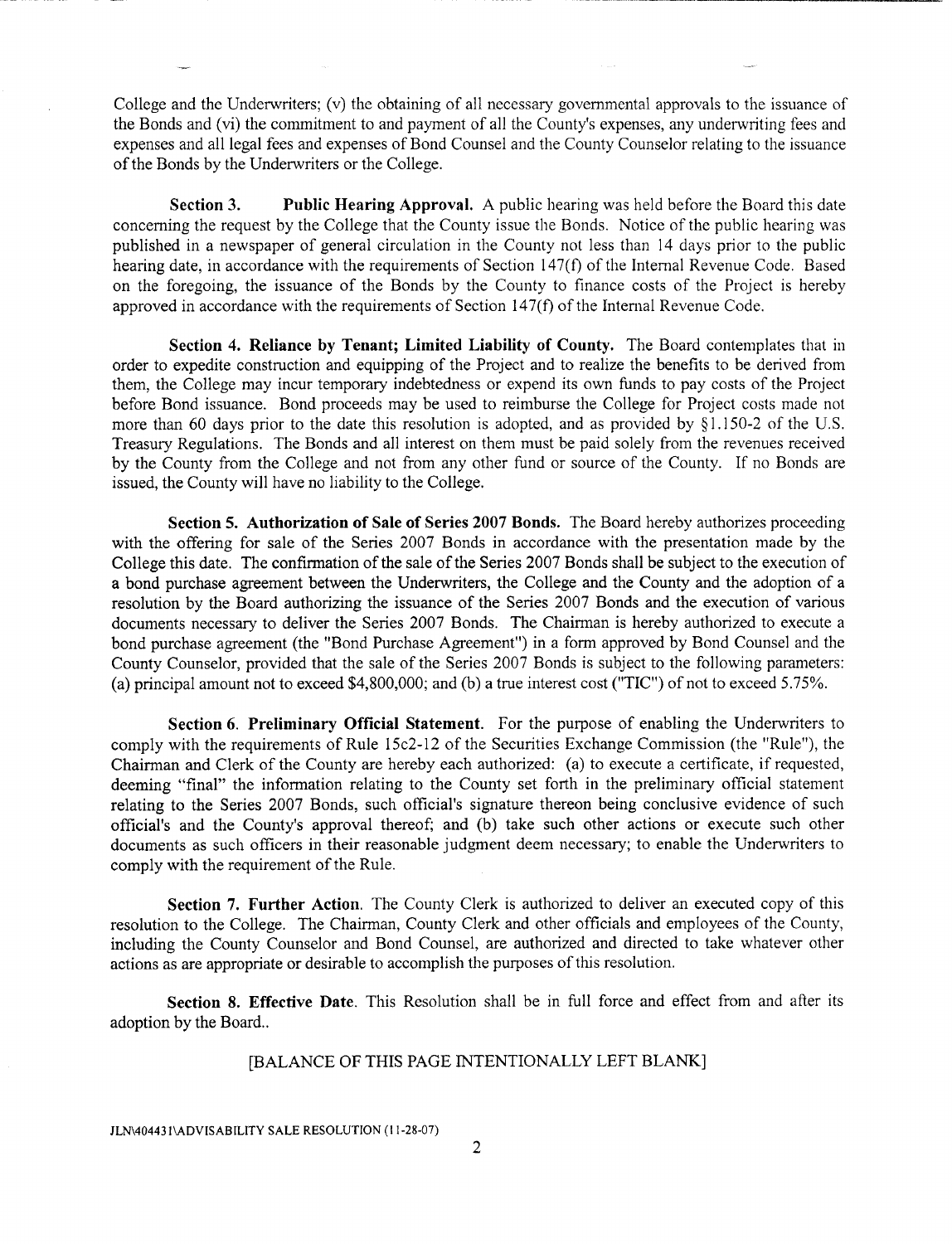College and the Underwriters; (v) the obtaining of all necessary governmental approvals to the issuance of the Bonds and (vi) the commitment to and payment of all the County's expenses, any underwriting fees and expenses and all legal fees and expenses of Bond Counsel and the County Counselor relating to the issuance of the Bonds by the Underwriters or the College.

**Section 3. Public Hearing Approval.** A public hearing was held before the Board this date concerning the request by the College that the County issue the Bonds. Notice of the public hearing was published in a newspaper of general circulation in the County not less than 14 days prior to the public hearing date, in accordance with the requirements of Section 147(f) of the Internal Revenue Code. Based on the foregoing, the issuance of the Bonds by the County to finance costs of the Project is hereby approved in accordance with the requirements of Section 147(f) of the Internal Revenue Code.

**Section 4. Reliance by Tenant; Limited Liability of County.** The Board contemplates that in order to expedite construction and equipping of the Project and to realize the benefits to be derived from them, the College may incur temporary indebtedness or expend its own funds to pay costs of the Project before Bond issuance. Bond proceeds may be used to reimburse the College for Project costs made not more than 60 days prior to the date this resolution is adopted, and as provided by §1.150-2 of the U.S. Treasury Regulations. The Bonds and all interest on them must be paid solely from the revenues received by the County from the College and not from any other fund or source of the County. If no Bonds are issued, the County will have no liability to the College.

**Section 5. Authorization of Sale of Series 2007 Bonds.** The Board hereby authorizes proceeding with the offering for sale of the Series 2007 Bonds in accordance with the presentation made by the College this date. The confirmation of the sale of the Series 2007 Bonds shall be subject to the execution of a bond purchase agreement between the Underwriters, the College and the County and the adoption of a resolution by the Board authorizing the issuance of the Series 2007 Bonds and the execution of various documents necessary to deliver the Series 2007 Bonds. The Chairman is hereby authorized to execute a bond purchase agreement (the "Bond Purchase Agreement") in a form approved by Bond Counsel and the County Counselor, provided that the sale of the Series 2007 Bonds is subject to the following parameters: (a) principal amount not to exceed $4,800,000; and (b) a true interest cost ("TIC") of not to exceed 5.75%.

**Section 6. Preliminary Official Statement.** For the purpose of enabling the Underwriters to comply with the requirements of Rule 15c2-12 of the Securities Exchange Commission (the "Rule"), the Chairman and Clerk of the County are hereby each authorized: (a) to execute a certificate, if requested, deeming "final" the information relating to the County set forth in the preliminary official statement relating to the Series 2007 Bonds, such official's signature thereon being conclusive evidence of such official's and the County's approval thereof; and (b) take such other actions or execute such other documents as such officers in their reasonable judgment deem necessary; to enable the Underwriters to comply with the requirement of the Rule.

**Section 7. Further Action.** The County Clerk is authorized to deliver an executed copy of this resolution to the College. The Chairman, County Clerk and other officials and employees of the County, including the County Counselor and Bond Counsel, are authorized and directed to take whatever other actions as are appropriate or desirable to accomplish the purposes of this resolution.

**Section 8. Effective Date.** This Resolution shall be in full force and effect from and after its adoption by the Board..

[BALANCE OF THIS PAGE INTENTIONALLY LEFT BLANK]

JLN\404431\ADVISABILITY SALE RESOLUTION (11-28-07)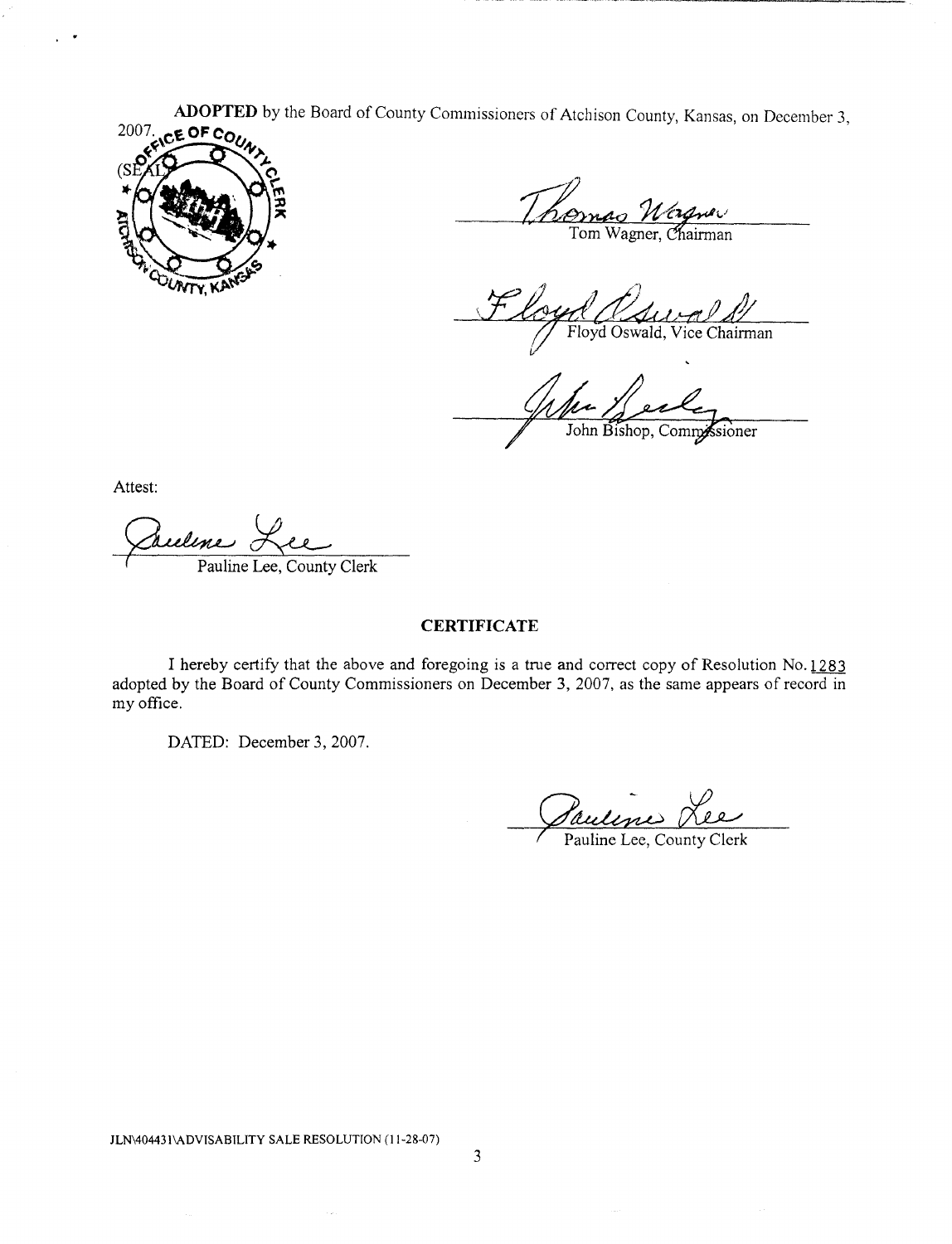**ADOPTED** by the Board of County Commissioners of Atchison County, Kansas, on December 3, 2007.

(SEAL)

Tom Wagner, Chairman

Floyd Oswald, Vice Chairman

John Bishop, Commissioner

Attest:

Pauline Lee, County Clerk

## CERTIFICATE

I hereby certify that the above and foregoing is a true and correct copy of Resolution No. 1283 adopted by the Board of County Commissioners on December 3, 2007, as the same appears of record in my office.

DATED: December 3, 2007.

Pauline Lee, County Clerk

JLN\404431\ADVISABILITY SALE RESOLUTION (11-28-07)